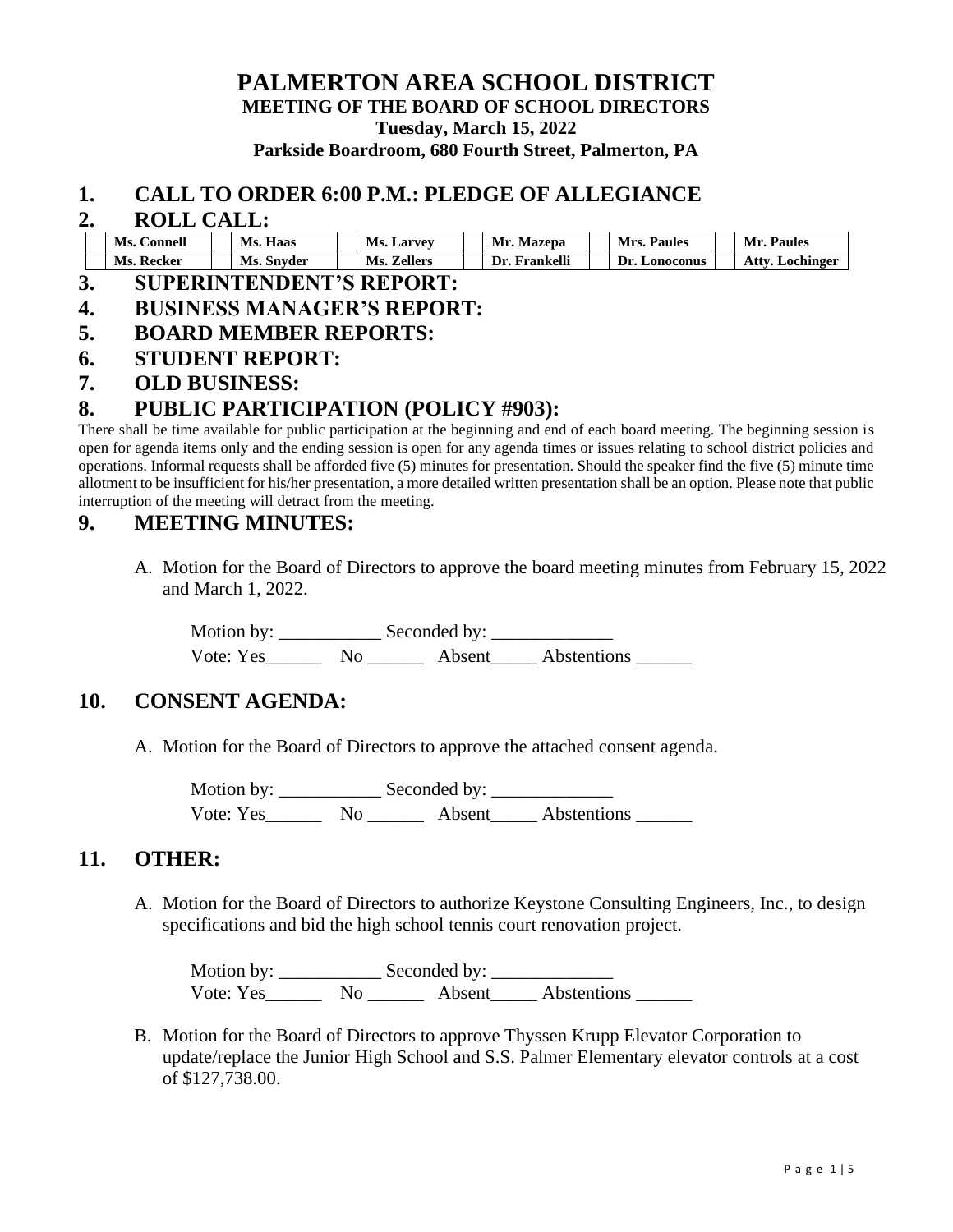# PALMERTON AREA SCHOOL DISTRICT

**MEETING OF THE BOARD OF SCHOOL DIRECTORS**

**Tuesday, March 15, 2022**

**Parkside Boardroom, 680 Fourth Street, Palmerton, PA**

## 1. CALL TO ORDER 6:00 P.M.: PLEDGE OF ALLEGIANCE

## 2. ROLL CALL:

| | | | | | | | | | | | |
|---|---|---|---|---|---|---|---|---|---|---|---|
| | **Ms. Connell** | | **Ms. Haas** | | **Ms. Larvey** | | **Mr. Mazepa** | | **Mrs. Paules** | | **Mr. Paules** |
| | **Ms. Recker** | | **Ms. Snyder** | | **Ms. Zellers** | | **Dr. Frankelli** | | **Dr. Lonoconus** | | **Atty. Lochinger** |

## 3. SUPERINTENDENT'S REPORT:

## 4. BUSINESS MANAGER'S REPORT:

## 5. BOARD MEMBER REPORTS:

## 6. STUDENT REPORT:

## 7. OLD BUSINESS:

## 8. PUBLIC PARTICIPATION (POLICY #903):

There shall be time available for public participation at the beginning and end of each board meeting. The beginning session is open for agenda items only and the ending session is open for any agenda times or issues relating to school district policies and operations. Informal requests shall be afforded five (5) minutes for presentation. Should the speaker find the five (5) minute time allotment to be insufficient for his/her presentation, a more detailed written presentation shall be an option. Please note that public interruption of the meeting will detract from the meeting.

## 9. MEETING MINUTES:

A. Motion for the Board of Directors to approve the board meeting minutes from February 15, 2022 and March 1, 2022.

Motion by: ___________ Seconded by: _____________

Vote: Yes______ No ______ Absent_____ Abstentions ______

## 10. CONSENT AGENDA:

A. Motion for the Board of Directors to approve the attached consent agenda.

Motion by: ___________ Seconded by: _____________

Vote: Yes______ No ______ Absent_____ Abstentions ______

## 11. OTHER:

A. Motion for the Board of Directors to authorize Keystone Consulting Engineers, Inc., to design specifications and bid the high school tennis court renovation project.

Motion by: ___________ Seconded by: _____________

Vote: Yes______ No ______ Absent_____ Abstentions ______

B. Motion for the Board of Directors to approve Thyssen Krupp Elevator Corporation to update/replace the Junior High School and S.S. Palmer Elementary elevator controls at a cost of $127,738.00.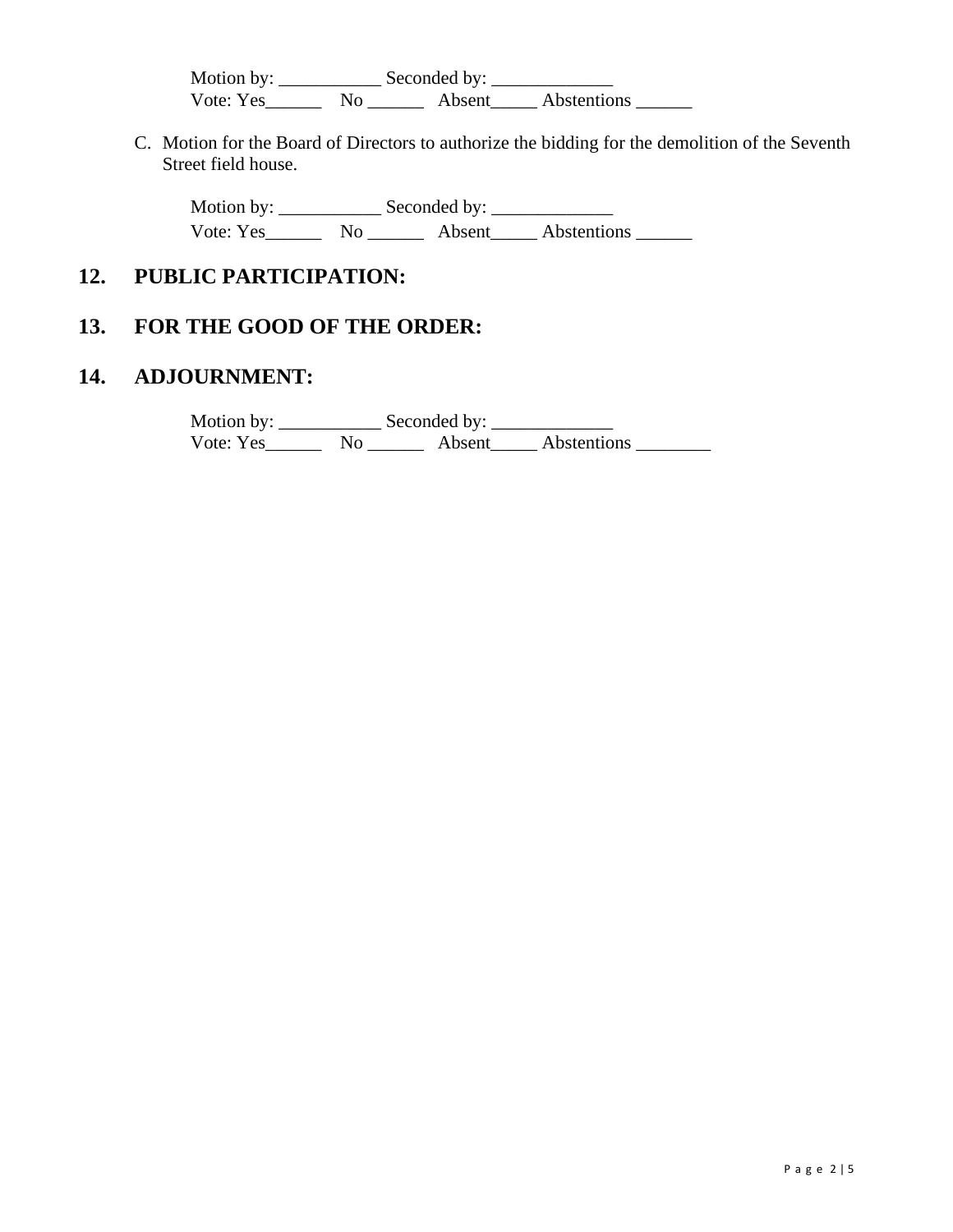Motion by: ___________ Seconded by: _____________
Vote: Yes______ No ______ Absent_____ Abstentions ______

C. Motion for the Board of Directors to authorize the bidding for the demolition of the Seventh Street field house.

Motion by: ___________ Seconded by: _____________
Vote: Yes______ No ______ Absent_____ Abstentions ______

## 12. PUBLIC PARTICIPATION:

## 13. FOR THE GOOD OF THE ORDER:

## 14. ADJOURNMENT:

Motion by: ___________ Seconded by: _____________
Vote: Yes______ No ______ Absent_____ Abstentions ________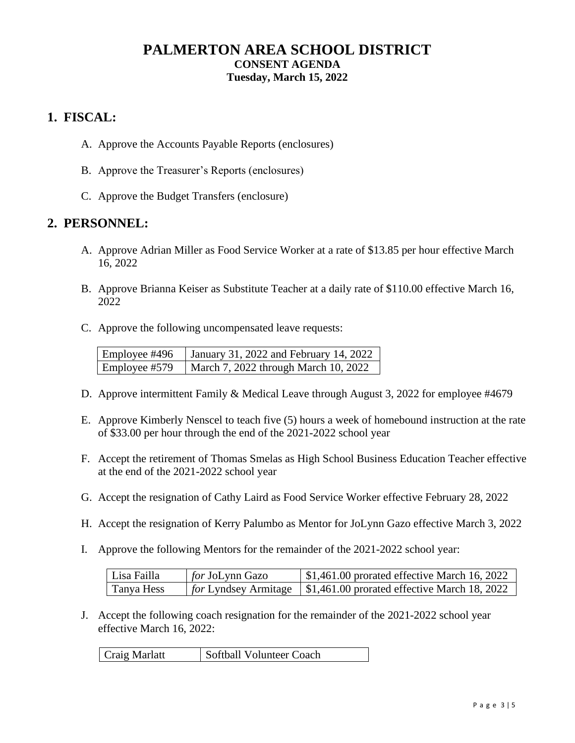# PALMERTON AREA SCHOOL DISTRICT

**CONSENT AGENDA**

**Tuesday, March 15, 2022**

## 1. FISCAL:

A. Approve the Accounts Payable Reports (enclosures)

B. Approve the Treasurer's Reports (enclosures)

C. Approve the Budget Transfers (enclosure)

## 2. PERSONNEL:

A. Approve Adrian Miller as Food Service Worker at a rate of $13.85 per hour effective March 16, 2022

B. Approve Brianna Keiser as Substitute Teacher at a daily rate of $110.00 effective March 16, 2022

C. Approve the following uncompensated leave requests:

| Employee #496 | January 31, 2022 and February 14, 2022 |
|---|---|
| Employee #579 | March 7, 2022 through March 10, 2022 |

D. Approve intermittent Family & Medical Leave through August 3, 2022 for employee #4679

E. Approve Kimberly Nenscel to teach five (5) hours a week of homebound instruction at the rate of $33.00 per hour through the end of the 2021-2022 school year

F. Accept the retirement of Thomas Smelas as High School Business Education Teacher effective at the end of the 2021-2022 school year

G. Accept the resignation of Cathy Laird as Food Service Worker effective February 28, 2022

H. Accept the resignation of Kerry Palumbo as Mentor for JoLynn Gazo effective March 3, 2022

I. Approve the following Mentors for the remainder of the 2021-2022 school year:

| Lisa Failla | *for* JoLynn Gazo | $1,461.00 prorated effective March 16, 2022 |
|---|---|---|
| Tanya Hess | *for* Lyndsey Armitage | $1,461.00 prorated effective March 18, 2022 |

J. Accept the following coach resignation for the remainder of the 2021-2022 school year effective March 16, 2022:

| Craig Marlatt | Softball Volunteer Coach |
|---|---|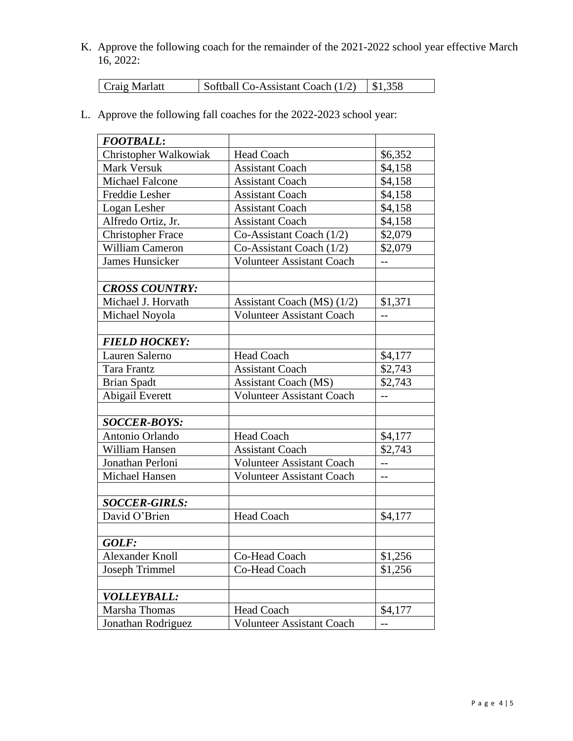K. Approve the following coach for the remainder of the 2021-2022 school year effective March 16, 2022:

| Craig Marlatt | Softball Co-Assistant Coach (1/2) | $1,358 |
|---|---|---|

L. Approve the following fall coaches for the 2022-2023 school year:

| ***FOOTBALL:*** | | |
|---|---|---|
| Christopher Walkowiak | Head Coach | $6,352 |
| Mark Versuk | Assistant Coach | $4,158 |
| Michael Falcone | Assistant Coach | $4,158 |
| Freddie Lesher | Assistant Coach | $4,158 |
| Logan Lesher | Assistant Coach | $4,158 |
| Alfredo Ortiz, Jr. | Assistant Coach | $4,158 |
| Christopher Frace | Co-Assistant Coach (1/2) | $2,079 |
| William Cameron | Co-Assistant Coach (1/2) | $2,079 |
| James Hunsicker | Volunteer Assistant Coach | -- |
| | | |
| ***CROSS COUNTRY:*** | | |
| Michael J. Horvath | Assistant Coach (MS) (1/2) | $1,371 |
| Michael Noyola | Volunteer Assistant Coach | -- |
| | | |
| ***FIELD HOCKEY:*** | | |
| Lauren Salerno | Head Coach | $4,177 |
| Tara Frantz | Assistant Coach | $2,743 |
| Brian Spadt | Assistant Coach (MS) | $2,743 |
| Abigail Everett | Volunteer Assistant Coach | -- |
| | | |
| ***SOCCER-BOYS:*** | | |
| Antonio Orlando | Head Coach | $4,177 |
| William Hansen | Assistant Coach | $2,743 |
| Jonathan Perloni | Volunteer Assistant Coach | -- |
| Michael Hansen | Volunteer Assistant Coach | -- |
| | | |
| ***SOCCER-GIRLS:*** | | |
| David O'Brien | Head Coach | $4,177 |
| | | |
| ***GOLF:*** | | |
| Alexander Knoll | Co-Head Coach | $1,256 |
| Joseph Trimmel | Co-Head Coach | $1,256 |
| | | |
| ***VOLLEYBALL:*** | | |
| Marsha Thomas | Head Coach | $4,177 |
| Jonathan Rodriguez | Volunteer Assistant Coach | -- |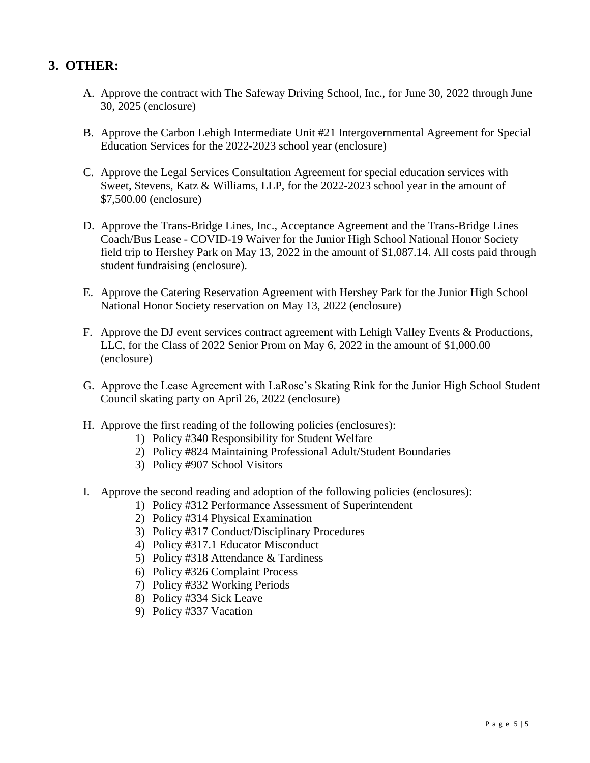## 3. OTHER:

A. Approve the contract with The Safeway Driving School, Inc., for June 30, 2022 through June 30, 2025 (enclosure)

B. Approve the Carbon Lehigh Intermediate Unit #21 Intergovernmental Agreement for Special Education Services for the 2022-2023 school year (enclosure)

C. Approve the Legal Services Consultation Agreement for special education services with Sweet, Stevens, Katz & Williams, LLP, for the 2022-2023 school year in the amount of $7,500.00 (enclosure)

D. Approve the Trans-Bridge Lines, Inc., Acceptance Agreement and the Trans-Bridge Lines Coach/Bus Lease - COVID-19 Waiver for the Junior High School National Honor Society field trip to Hershey Park on May 13, 2022 in the amount of $1,087.14. All costs paid through student fundraising (enclosure).

E. Approve the Catering Reservation Agreement with Hershey Park for the Junior High School National Honor Society reservation on May 13, 2022 (enclosure)

F. Approve the DJ event services contract agreement with Lehigh Valley Events & Productions, LLC, for the Class of 2022 Senior Prom on May 6, 2022 in the amount of $1,000.00 (enclosure)

G. Approve the Lease Agreement with LaRose's Skating Rink for the Junior High School Student Council skating party on April 26, 2022 (enclosure)

H. Approve the first reading of the following policies (enclosures):
   1) Policy #340 Responsibility for Student Welfare
   2) Policy #824 Maintaining Professional Adult/Student Boundaries
   3) Policy #907 School Visitors

I. Approve the second reading and adoption of the following policies (enclosures):
   1) Policy #312 Performance Assessment of Superintendent
   2) Policy #314 Physical Examination
   3) Policy #317 Conduct/Disciplinary Procedures
   4) Policy #317.1 Educator Misconduct
   5) Policy #318 Attendance & Tardiness
   6) Policy #326 Complaint Process
   7) Policy #332 Working Periods
   8) Policy #334 Sick Leave
   9) Policy #337 Vacation